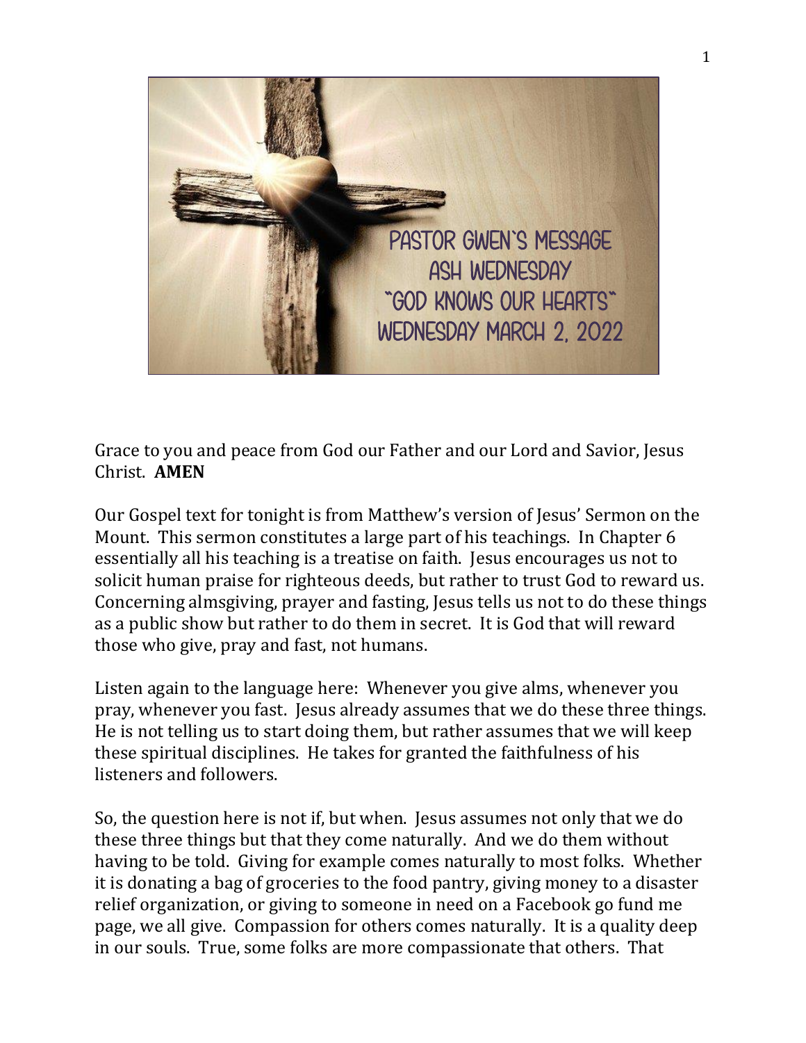PASTOR GWEN'S MESSAGE
ASH WEDNESDAY
"GOD KNOWS OUR HEARTS"
WEDNESDAY MARCH 2, 2022

Grace to you and peace from God our Father and our Lord and Savior, Jesus Christ. **AMEN**

Our Gospel text for tonight is from Matthew's version of Jesus' Sermon on the Mount. This sermon constitutes a large part of his teachings. In Chapter 6 essentially all his teaching is a treatise on faith. Jesus encourages us not to solicit human praise for righteous deeds, but rather to trust God to reward us. Concerning almsgiving, prayer and fasting, Jesus tells us not to do these things as a public show but rather to do them in secret. It is God that will reward those who give, pray and fast, not humans.

Listen again to the language here: Whenever you give alms, whenever you pray, whenever you fast. Jesus already assumes that we do these three things. He is not telling us to start doing them, but rather assumes that we will keep these spiritual disciplines. He takes for granted the faithfulness of his listeners and followers.

So, the question here is not if, but when. Jesus assumes not only that we do these three things but that they come naturally. And we do them without having to be told. Giving for example comes naturally to most folks. Whether it is donating a bag of groceries to the food pantry, giving money to a disaster relief organization, or giving to someone in need on a Facebook go fund me page, we all give. Compassion for others comes naturally. It is a quality deep in our souls. True, some folks are more compassionate that others. That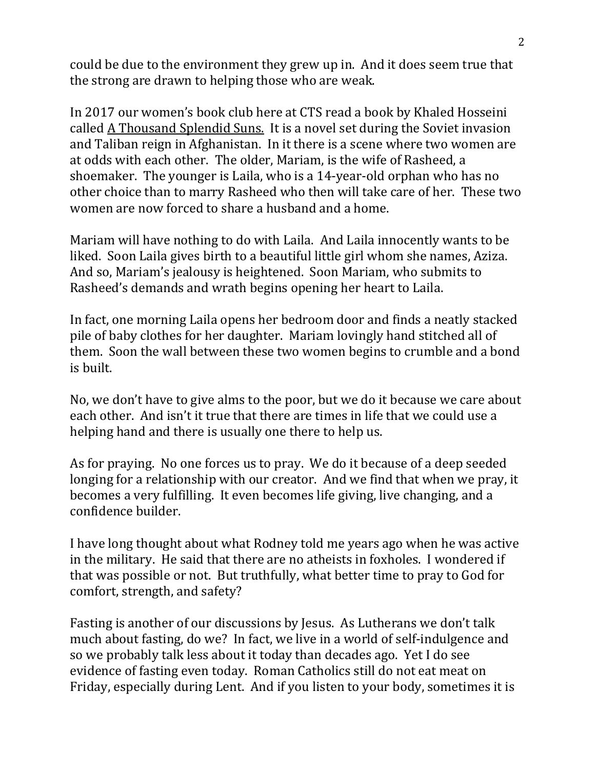could be due to the environment they grew up in. And it does seem true that the strong are drawn to helping those who are weak.

In 2017 our women's book club here at CTS read a book by Khaled Hosseini called <u>A Thousand Splendid Suns.</u> It is a novel set during the Soviet invasion and Taliban reign in Afghanistan. In it there is a scene where two women are at odds with each other. The older, Mariam, is the wife of Rasheed, a shoemaker. The younger is Laila, who is a 14-year-old orphan who has no other choice than to marry Rasheed who then will take care of her. These two women are now forced to share a husband and a home.

Mariam will have nothing to do with Laila. And Laila innocently wants to be liked. Soon Laila gives birth to a beautiful little girl whom she names, Aziza. And so, Mariam's jealousy is heightened. Soon Mariam, who submits to Rasheed's demands and wrath begins opening her heart to Laila.

In fact, one morning Laila opens her bedroom door and finds a neatly stacked pile of baby clothes for her daughter. Mariam lovingly hand stitched all of them. Soon the wall between these two women begins to crumble and a bond is built.

No, we don't have to give alms to the poor, but we do it because we care about each other. And isn't it true that there are times in life that we could use a helping hand and there is usually one there to help us.

As for praying. No one forces us to pray. We do it because of a deep seeded longing for a relationship with our creator. And we find that when we pray, it becomes a very fulfilling. It even becomes life giving, live changing, and a confidence builder.

I have long thought about what Rodney told me years ago when he was active in the military. He said that there are no atheists in foxholes. I wondered if that was possible or not. But truthfully, what better time to pray to God for comfort, strength, and safety?

Fasting is another of our discussions by Jesus. As Lutherans we don't talk much about fasting, do we? In fact, we live in a world of self-indulgence and so we probably talk less about it today than decades ago. Yet I do see evidence of fasting even today. Roman Catholics still do not eat meat on Friday, especially during Lent. And if you listen to your body, sometimes it is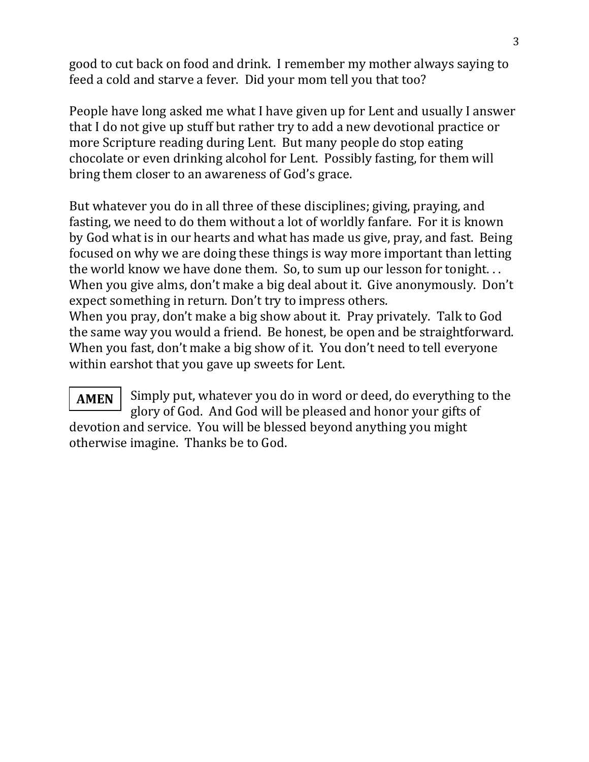good to cut back on food and drink. I remember my mother always saying to feed a cold and starve a fever. Did your mom tell you that too?

People have long asked me what I have given up for Lent and usually I answer that I do not give up stuff but rather try to add a new devotional practice or more Scripture reading during Lent. But many people do stop eating chocolate or even drinking alcohol for Lent. Possibly fasting, for them will bring them closer to an awareness of God's grace.

But whatever you do in all three of these disciplines; giving, praying, and fasting, we need to do them without a lot of worldly fanfare. For it is known by God what is in our hearts and what has made us give, pray, and fast. Being focused on why we are doing these things is way more important than letting the world know we have done them. So, to sum up our lesson for tonight. . .
When you give alms, don't make a big deal about it. Give anonymously. Don't expect something in return. Don't try to impress others.
When you pray, don't make a big show about it. Pray privately. Talk to God the same way you would a friend. Be honest, be open and be straightforward.
When you fast, don't make a big show of it. You don't need to tell everyone within earshot that you gave up sweets for Lent.

**AMEN**

Simply put, whatever you do in word or deed, do everything to the glory of God. And God will be pleased and honor your gifts of devotion and service. You will be blessed beyond anything you might otherwise imagine. Thanks be to God.